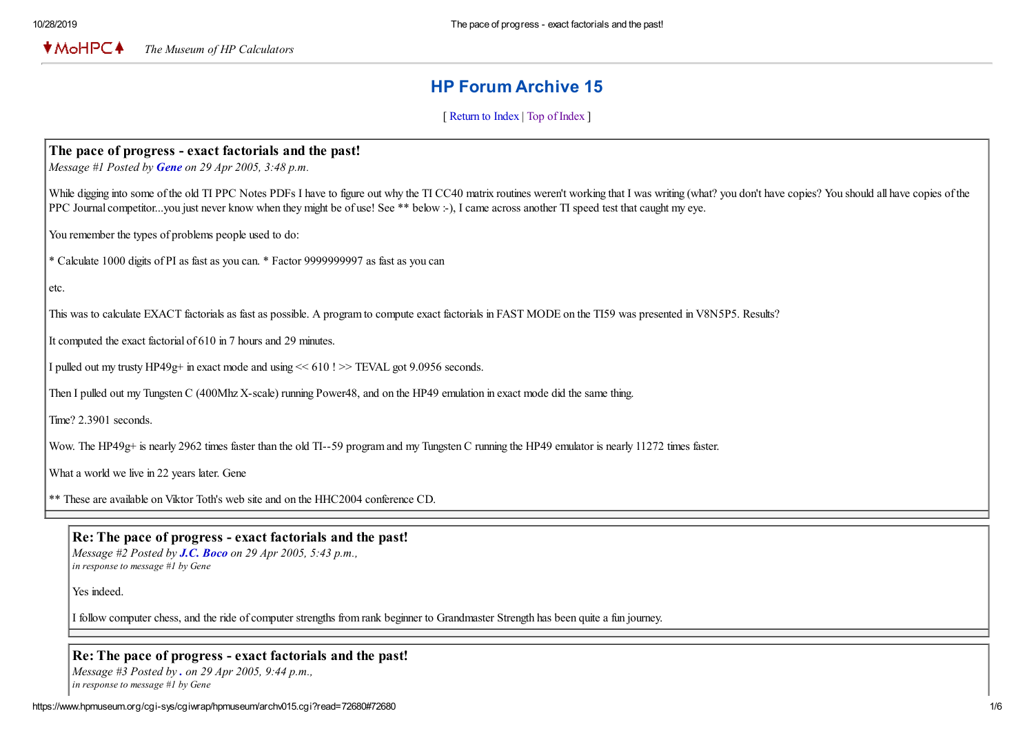♦MoHPC♠ *The Museum of HP Calculators*

# HP Forum Archive 15

[ Return to Index | Top of Index ]

### The pace of progress - exact factorials and the past!

*Message #1 Posted by **Gene** on 29 Apr 2005, 3:48 p.m.*

While digging into some of the old TI PPC Notes PDFs I have to figure out why the TI CC40 matrix routines weren't working that I was writing (what? you don't have copies? You should all have copies of the PPC Journal competitor...you just never know when they might be of use! See ** below :-), I came across another TI speed test that caught my eye.

You remember the types of problems people used to do:

* Calculate 1000 digits of PI as fast as you can. * Factor 9999999997 as fast as you can

etc.

This was to calculate EXACT factorials as fast as possible. A program to compute exact factorials in FAST MODE on the TI59 was presented in V8N5P5. Results?

It computed the exact factorial of 610 in 7 hours and 29 minutes.

I pulled out my trusty HP49g+ in exact mode and using << 610 ! >> TEVAL got 9.0956 seconds.

Then I pulled out my Tungsten C (400Mhz X-scale) running Power48, and on the HP49 emulation in exact mode did the same thing.

Time? 2.3901 seconds.

Wow. The HP49g+ is nearly 2962 times faster than the old TI--59 program and my Tungsten C running the HP49 emulator is nearly 11272 times faster.

What a world we live in 22 years later. Gene

** These are available on Viktor Toth's web site and on the HHC2004 conference CD.

### Re: The pace of progress - exact factorials and the past!

*Message #2 Posted by **J.C. Boco** on 29 Apr 2005, 5:43 p.m.,*
*in response to message #1 by Gene*

Yes indeed.

I follow computer chess, and the ride of computer strengths from rank beginner to Grandmaster Strength has been quite a fun journey.

### Re: The pace of progress - exact factorials and the past!

*Message #3 Posted by **.** on 29 Apr 2005, 9:44 p.m.,*
*in response to message #1 by Gene*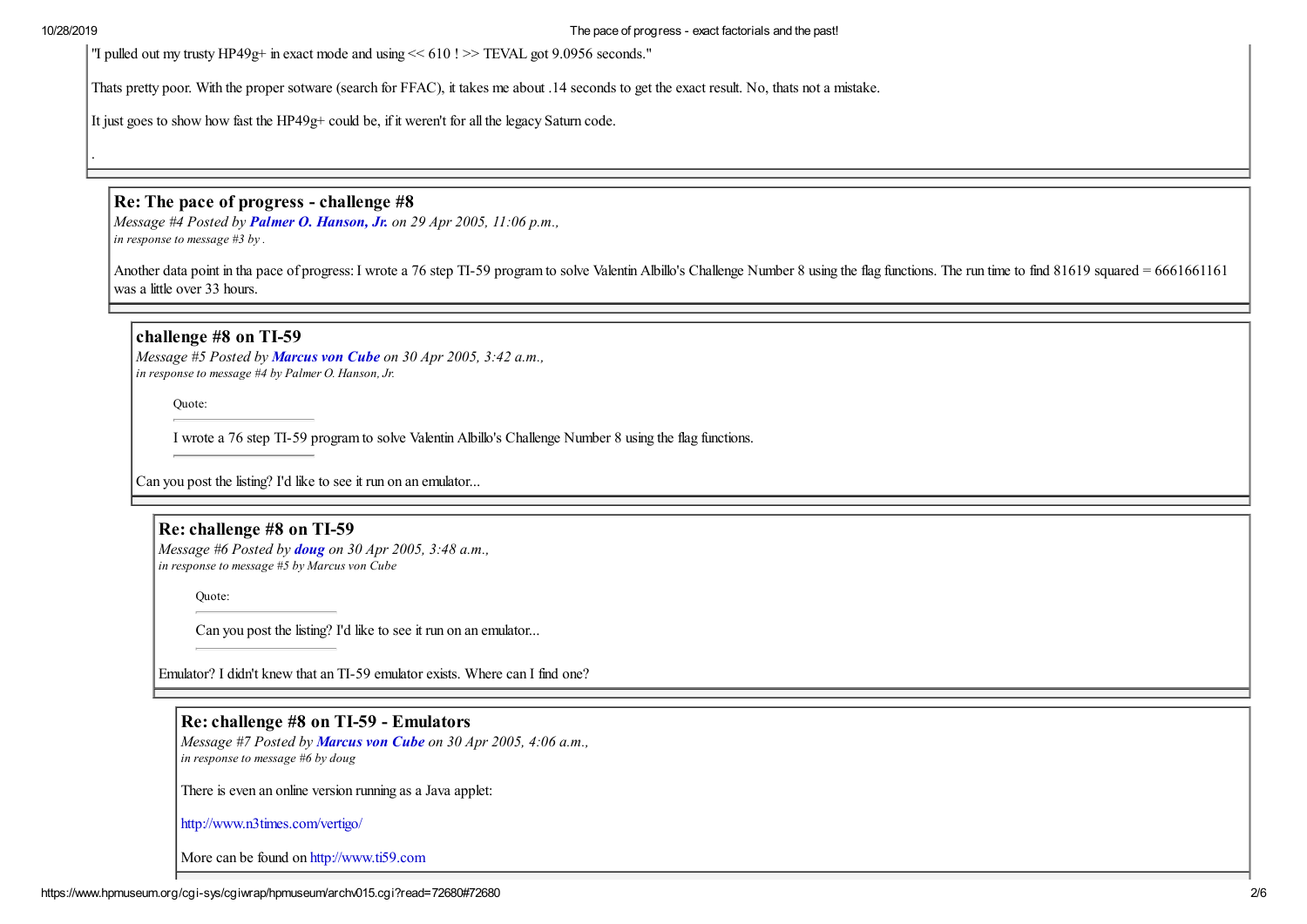"I pulled out my trusty HP49g+ in exact mode and using << 610 ! >> TEVAL got 9.0956 seconds."

Thats pretty poor. With the proper sotware (search for FFAC), it takes me about .14 seconds to get the exact result. No, thats not a mistake.

It just goes to show how fast the HP49g+ could be, if it weren't for all the legacy Saturn code.

.

---

### Re: The pace of progress - challenge #8

*Message #4 Posted by* ***Palmer O. Hanson, Jr.*** *on 29 Apr 2005, 11:06 p.m.,*
*in response to message #3 by .*

Another data point in tha pace of progress: I wrote a 76 step TI-59 program to solve Valentin Albillo's Challenge Number 8 using the flag functions. The run time to find 81619 squared = 6661661161 was a little over 33 hours.

---

### challenge #8 on TI-59

*Message #5 Posted by* ***Marcus von Cube*** *on 30 Apr 2005, 3:42 a.m.,*
*in response to message #4 by Palmer O. Hanson, Jr.*

> Quote:
>
> I wrote a 76 step TI-59 program to solve Valentin Albillo's Challenge Number 8 using the flag functions.

Can you post the listing? I'd like to see it run on an emulator...

---

### Re: challenge #8 on TI-59

*Message #6 Posted by* ***doug*** *on 30 Apr 2005, 3:48 a.m.,*
*in response to message #5 by Marcus von Cube*

> Quote:
>
> Can you post the listing? I'd like to see it run on an emulator...

Emulator? I didn't knew that an TI-59 emulator exists. Where can I find one?

---

### Re: challenge #8 on TI-59 - Emulators

*Message #7 Posted by* ***Marcus von Cube*** *on 30 Apr 2005, 4:06 a.m.,*
*in response to message #6 by doug*

There is even an online version running as a Java applet:

http://www.n3times.com/vertigo/

More can be found on http://www.ti59.com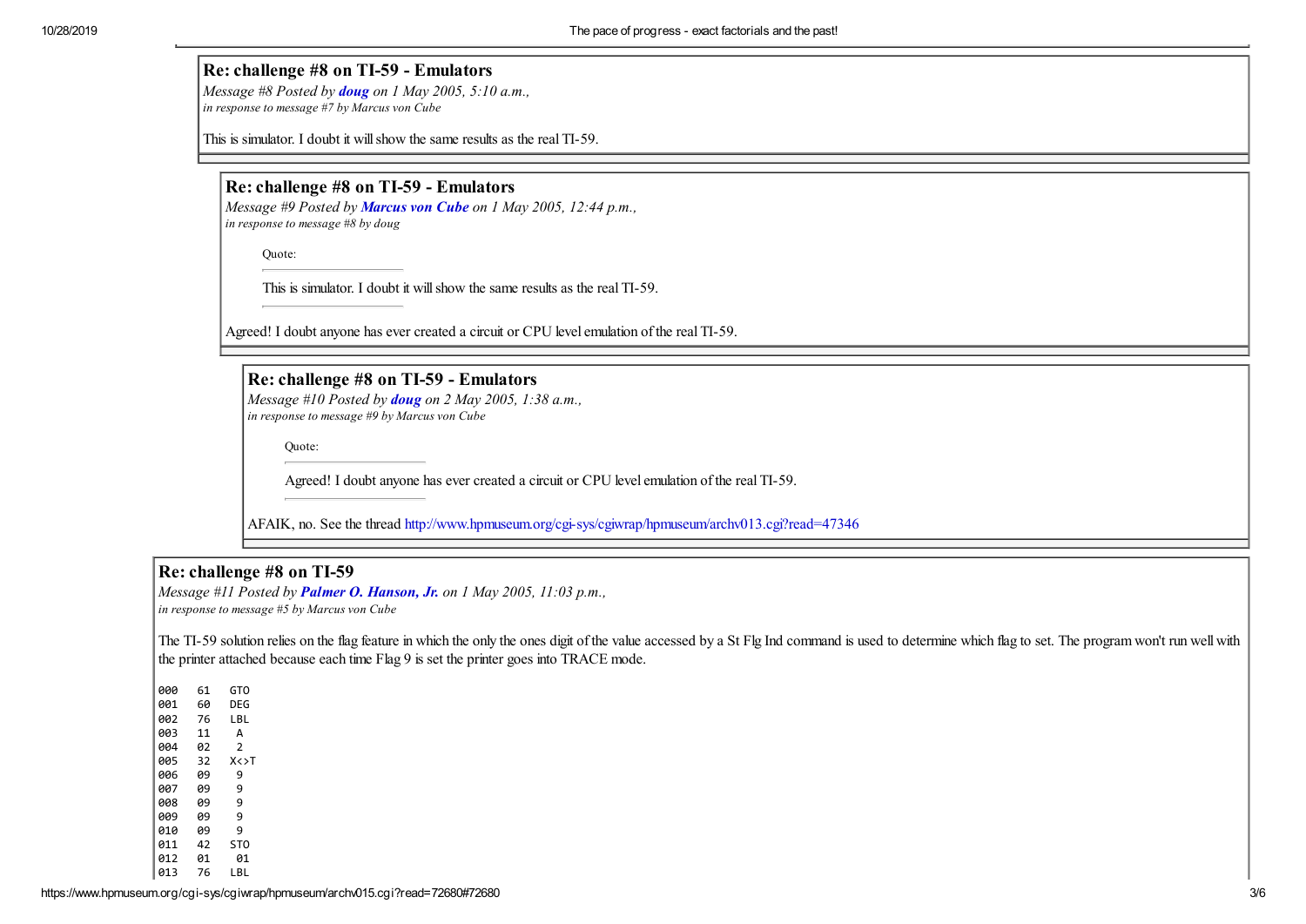## Re: challenge #8 on TI-59 - Emulators

*Message #8 Posted by* ***doug*** *on 1 May 2005, 5:10 a.m.,*
*in response to message #7 by Marcus von Cube*

This is simulator. I doubt it will show the same results as the real TI-59.

## Re: challenge #8 on TI-59 - Emulators

*Message #9 Posted by* ***Marcus von Cube*** *on 1 May 2005, 12:44 p.m.,*
*in response to message #8 by doug*

> Quote:
>
> This is simulator. I doubt it will show the same results as the real TI-59.

Agreed! I doubt anyone has ever created a circuit or CPU level emulation of the real TI-59.

## Re: challenge #8 on TI-59 - Emulators

*Message #10 Posted by* ***doug*** *on 2 May 2005, 1:38 a.m.,*
*in response to message #9 by Marcus von Cube*

> Quote:
>
> Agreed! I doubt anyone has ever created a circuit or CPU level emulation of the real TI-59.

AFAIK, no. See the thread http://www.hpmuseum.org/cgi-sys/cgiwrap/hpmuseum/archv013.cgi?read=47346

## Re: challenge #8 on TI-59

*Message #11 Posted by* ***Palmer O. Hanson, Jr.*** *on 1 May 2005, 11:03 p.m.,*
*in response to message #5 by Marcus von Cube*

The TI-59 solution relies on the flag feature in which the only the ones digit of the value accessed by a St Flg Ind command is used to determine which flag to set. The program won't run well with the printer attached because each time Flag 9 is set the printer goes into TRACE mode.

```
000   61   GTO
001   60   DEG
002   76   LBL
003   11    A
004   02    2
005   32   X<>T
006   09    9
007   09    9
008   09    9
009   09    9
010   09    9
011   42   STO
012   01    01
013   76   LBL
```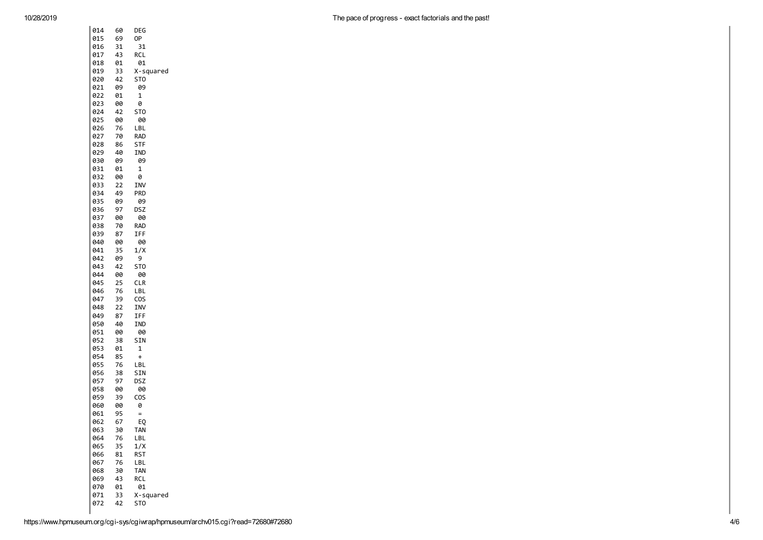```
014   60   DEG
015   69   OP
016   31    31
017   43   RCL
018   01    01
019   33   X-squared
020   42   STO
021   09    09
022   01    1
023   00    0
024   42   STO
025   00    00
026   76   LBL
027   70   RAD
028   86   STF
029   40   IND
030   09    09
031   01    1
032   00    0
033   22   INV
034   49   PRD
035   09    09
036   97   DSZ
037   00    00
038   70   RAD
039   87   IFF
040   00    00
041   35   1/X
042   09    9
043   42   STO
044   00    00
045   25   CLR
046   76   LBL
047   39   COS
048   22   INV
049   87   IFF
050   40   IND
051   00    00
052   38   SIN
053   01    1
054   85    +
055   76   LBL
056   38   SIN
057   97   DSZ
058   00    00
059   39   COS
060   00    0
061   95    =
062   67    EQ
063   30   TAN
064   76   LBL
065   35   1/X
066   81   RST
067   76   LBL
068   30   TAN
069   43   RCL
070   01    01
071   33   X-squared
072   42   STO
```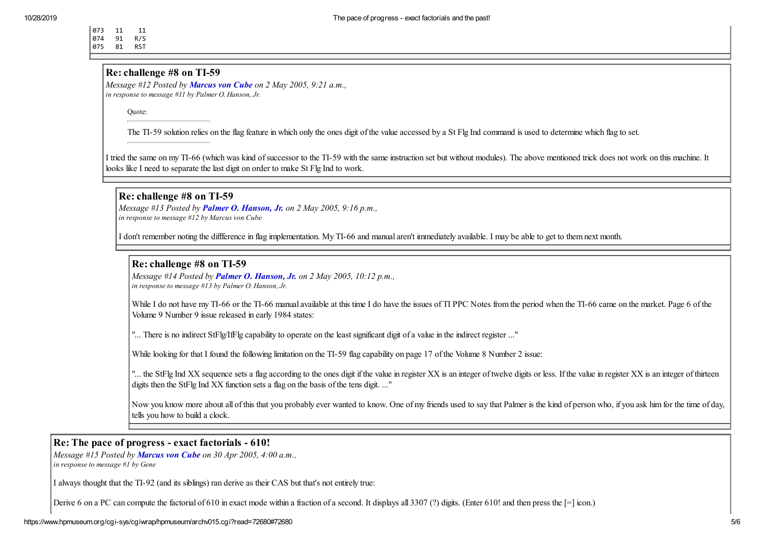```
073   11    11
074   91   R/S
075   81   RST
```

## Re: challenge #8 on TI-59

*Message #12 Posted by **Marcus von Cube** on 2 May 2005, 9:21 a.m.,*
*in response to message #11 by Palmer O. Hanson, Jr.*

> Quote:
>
> The TI-59 solution relies on the flag feature in which only the ones digit of the value accessed by a St Flg Ind command is used to determine which flag to set.

I tried the same on my TI-66 (which was kind of successor to the TI-59 with the same instruction set but without modules). The above mentioned trick does not work on this machine. It looks like I need to separate the last digit on order to make St Flg Ind to work.

## Re: challenge #8 on TI-59

*Message #13 Posted by **Palmer O. Hanson, Jr.** on 2 May 2005, 9:16 p.m.,*
*in response to message #12 by Marcus von Cube*

I don't remember noting the diffference in flag implementation. My TI-66 and manual aren't immediately available. I may be able to get to them next month.

## Re: challenge #8 on TI-59

*Message #14 Posted by **Palmer O. Hanson, Jr.** on 2 May 2005, 10:12 p.m.,*
*in response to message #13 by Palmer O. Hanson, Jr.*

While I do not have my TI-66 or the TI-66 manual available at this time I do have the issues of TI PPC Notes from the period when the TI-66 came on the market. Page 6 of the Volume 9 Number 9 issue released in early 1984 states:

"... There is no indirect StFlg/IfFlg capability to operate on the least significant digit of a value in the indirect register ..."

While looking for that I found the following limitation on the TI-59 flag capability on page 17 of the Volume 8 Number 2 issue:

"... the StFlg Ind XX sequence sets a flag according to the ones digit if the value in register XX is an integer of twelve digits or less. If the value in register XX is an integer of thirteen digits then the StFlg Ind XX function sets a flag on the basis of the tens digit. ..."

Now you know more about all of this that you probably ever wanted to know. One of my friends used to say that Palmer is the kind of person who, if you ask him for the time of day, tells you how to build a clock.

## Re: The pace of progress - exact factorials - 610!

*Message #15 Posted by **Marcus von Cube** on 30 Apr 2005, 4:00 a.m.,*
*in response to message #1 by Gene*

I always thought that the TI-92 (and its siblings) ran derive as their CAS but that's not entirely true:

Derive 6 on a PC can compute the factorial of 610 in exact mode within a fraction of a second. It displays all 3307 (?) digits. (Enter 610! and then press the [=] icon.)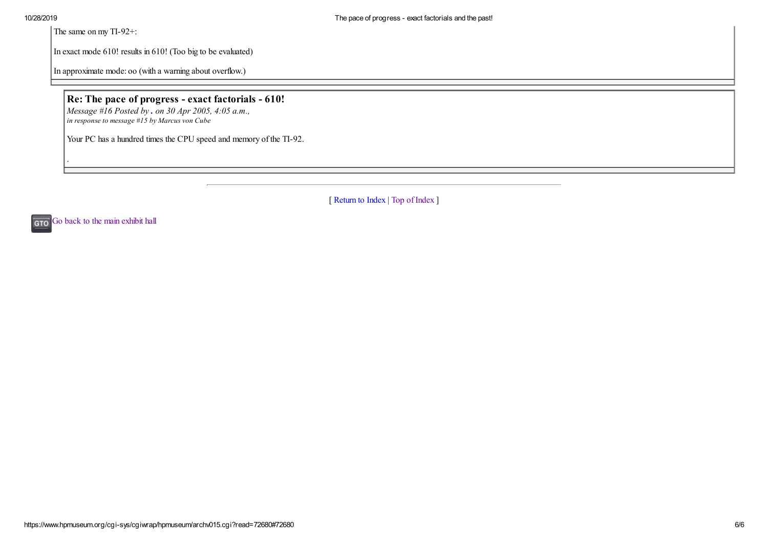The same on my TI-92+:

In exact mode 610! results in 610! (Too big to be evaluated)

In approximate mode: oo (with a warning about overflow.)

### Re: The pace of progress - exact factorials - 610!

*Message #16 Posted by* **.** *on 30 Apr 2005, 4:05 a.m.,*
*in response to message #15 by Marcus von Cube*

Your PC has a hundred times the CPU speed and memory of the TI-92.

.

---

[ Return to Index | Top of Index ]

GTO Go back to the main exhibit hall